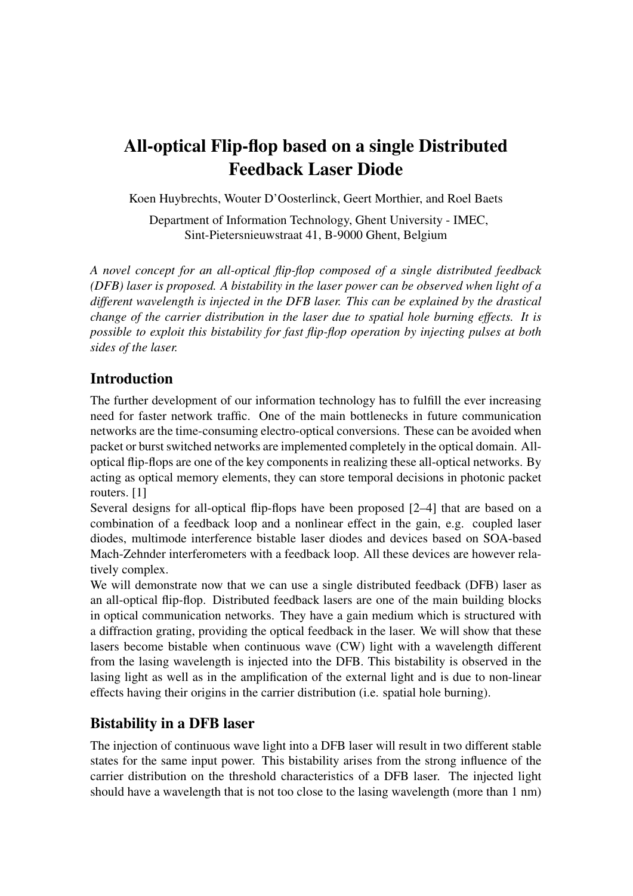# All-optical Flip-flop based on a single Distributed Feedback Laser Diode

Koen Huybrechts, Wouter D'Oosterlinck, Geert Morthier, and Roel Baets

Department of Information Technology, Ghent University - IMEC,
Sint-Pietersnieuwstraat 41, B-9000 Ghent, Belgium

*A novel concept for an all-optical flip-flop composed of a single distributed feedback (DFB) laser is proposed. A bistability in the laser power can be observed when light of a different wavelength is injected in the DFB laser. This can be explained by the drastical change of the carrier distribution in the laser due to spatial hole burning effects. It is possible to exploit this bistability for fast flip-flop operation by injecting pulses at both sides of the laser.*

## Introduction

The further development of our information technology has to fulfill the ever increasing need for faster network traffic. One of the main bottlenecks in future communication networks are the time-consuming electro-optical conversions. These can be avoided when packet or burst switched networks are implemented completely in the optical domain. All-optical flip-flops are one of the key components in realizing these all-optical networks. By acting as optical memory elements, they can store temporal decisions in photonic packet routers. [1]

Several designs for all-optical flip-flops have been proposed [2–4] that are based on a combination of a feedback loop and a nonlinear effect in the gain, e.g. coupled laser diodes, multimode interference bistable laser diodes and devices based on SOA-based Mach-Zehnder interferometers with a feedback loop. All these devices are however relatively complex.

We will demonstrate now that we can use a single distributed feedback (DFB) laser as an all-optical flip-flop. Distributed feedback lasers are one of the main building blocks in optical communication networks. They have a gain medium which is structured with a diffraction grating, providing the optical feedback in the laser. We will show that these lasers become bistable when continuous wave (CW) light with a wavelength different from the lasing wavelength is injected into the DFB. This bistability is observed in the lasing light as well as in the amplification of the external light and is due to non-linear effects having their origins in the carrier distribution (i.e. spatial hole burning).

## Bistability in a DFB laser

The injection of continuous wave light into a DFB laser will result in two different stable states for the same input power. This bistability arises from the strong influence of the carrier distribution on the threshold characteristics of a DFB laser. The injected light should have a wavelength that is not too close to the lasing wavelength (more than 1 nm)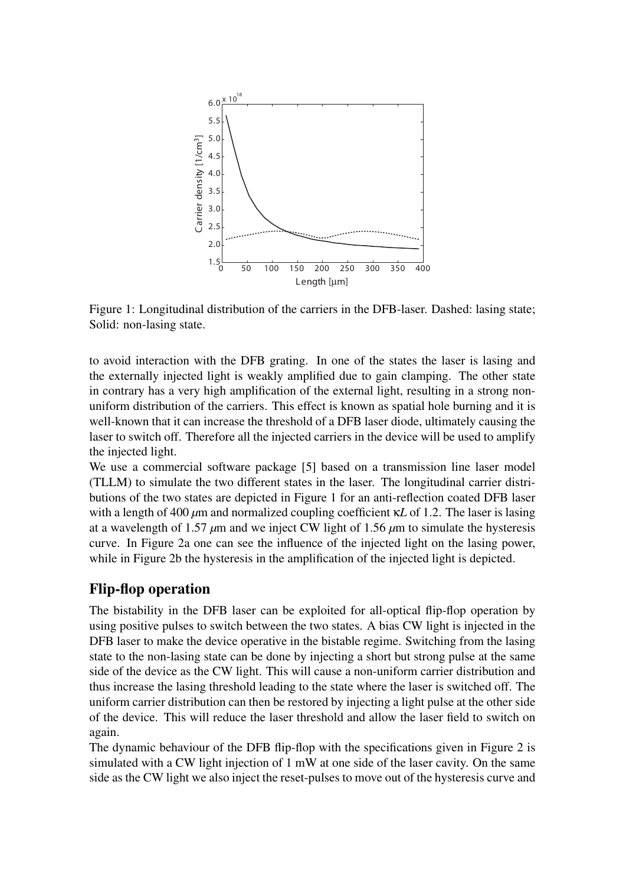Figure 1: Longitudinal distribution of the carriers in the DFB-laser. Dashed: lasing state; Solid: non-lasing state.

to avoid interaction with the DFB grating. In one of the states the laser is lasing and the externally injected light is weakly amplified due to gain clamping. The other state in contrary has a very high amplification of the external light, resulting in a strong non-uniform distribution of the carriers. This effect is known as spatial hole burning and it is well-known that it can increase the threshold of a DFB laser diode, ultimately causing the laser to switch off. Therefore all the injected carriers in the device will be used to amplify the injected light.

We use a commercial software package [5] based on a transmission line laser model (TLLM) to simulate the two different states in the laser. The longitudinal carrier distributions of the two states are depicted in Figure 1 for an anti-reflection coated DFB laser with a length of 400 $\mu$m and normalized coupling coefficient $\kappa L$ of 1.2. The laser is lasing at a wavelength of 1.57 $\mu$m and we inject CW light of 1.56 $\mu$m to simulate the hysteresis curve. In Figure 2a one can see the influence of the injected light on the lasing power, while in Figure 2b the hysteresis in the amplification of the injected light is depicted.

## Flip-flop operation

The bistability in the DFB laser can be exploited for all-optical flip-flop operation by using positive pulses to switch between the two states. A bias CW light is injected in the DFB laser to make the device operative in the bistable regime. Switching from the lasing state to the non-lasing state can be done by injecting a short but strong pulse at the same side of the device as the CW light. This will cause a non-uniform carrier distribution and thus increase the lasing threshold leading to the state where the laser is switched off. The uniform carrier distribution can then be restored by injecting a light pulse at the other side of the device. This will reduce the laser threshold and allow the laser field to switch on again.

The dynamic behaviour of the DFB flip-flop with the specifications given in Figure 2 is simulated with a CW light injection of 1 mW at one side of the laser cavity. On the same side as the CW light we also inject the reset-pulses to move out of the hysteresis curve and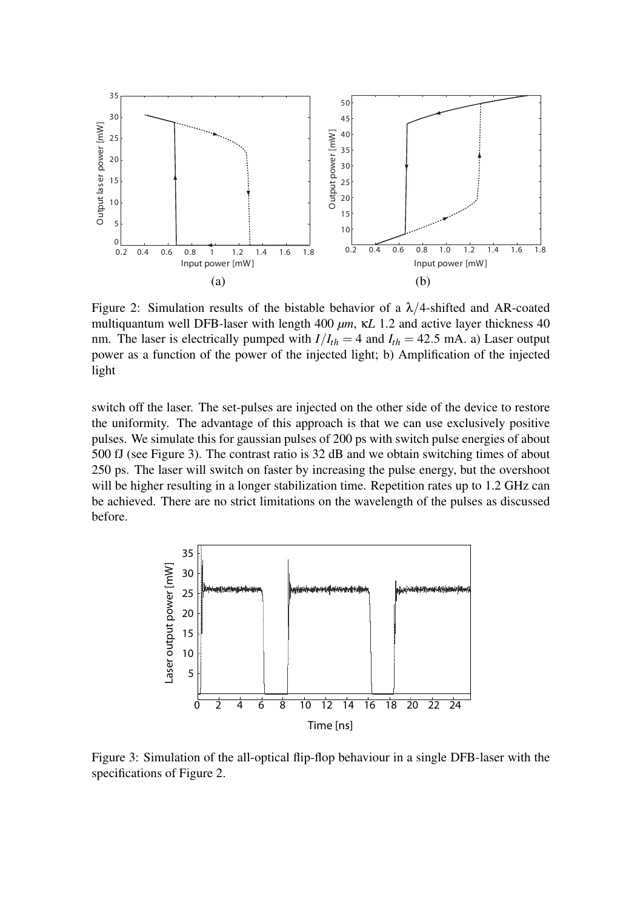Figure 2: Simulation results of the bistable behavior of a $\lambda/4$-shifted and AR-coated multiquantum well DFB-laser with length 400 $\mu m$, $\kappa L$ 1.2 and active layer thickness 40 nm. The laser is electrically pumped with $I/I_{th} = 4$ and $I_{th} = 42.5$ mA. a) Laser output power as a function of the power of the injected light; b) Amplification of the injected light

switch off the laser. The set-pulses are injected on the other side of the device to restore the uniformity. The advantage of this approach is that we can use exclusively positive pulses. We simulate this for gaussian pulses of 200 ps with switch pulse energies of about 500 fJ (see Figure 3). The contrast ratio is 32 dB and we obtain switching times of about 250 ps. The laser will switch on faster by increasing the pulse energy, but the overshoot will be higher resulting in a longer stabilization time. Repetition rates up to 1.2 GHz can be achieved. There are no strict limitations on the wavelength of the pulses as discussed before.

Figure 3: Simulation of the all-optical flip-flop behaviour in a single DFB-laser with the specifications of Figure 2.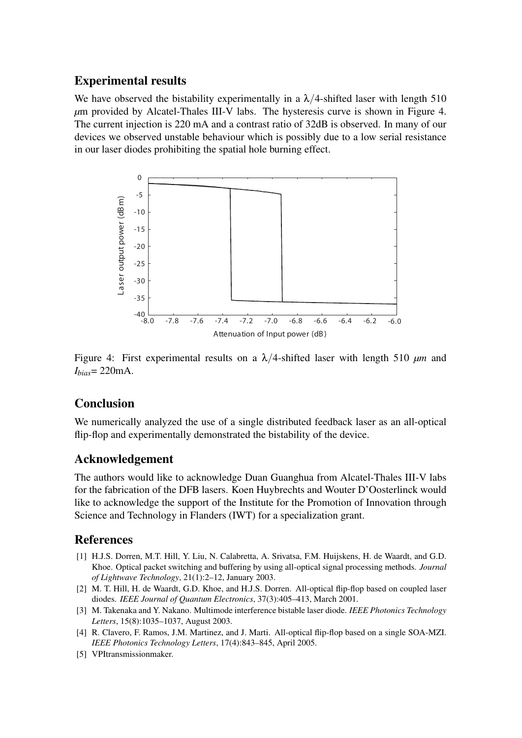## Experimental results

We have observed the bistability experimentally in a $\lambda/4$-shifted laser with length 510 $\mu$m provided by Alcatel-Thales III-V labs. The hysteresis curve is shown in Figure 4. The current injection is 220 mA and a contrast ratio of 32dB is observed. In many of our devices we observed unstable behaviour which is possibly due to a low serial resistance in our laser diodes prohibiting the spatial hole burning effect.

Laser output power (dBm)
0
-5
-10
-15
-20
-25
-30
-35
-40
-8.0 -7.8 -7.6 -7.4 -7.2 -7.0 -6.8 -6.6 -6.4 -6.2 -6.0
Attenuation of Input power (dB)

Figure 4: First experimental results on a $\lambda/4$-shifted laser with length 510 $\mu m$ and $I_{bias}$= 220mA.

## Conclusion

We numerically analyzed the use of a single distributed feedback laser as an all-optical flip-flop and experimentally demonstrated the bistability of the device.

## Acknowledgement

The authors would like to acknowledge Duan Guanghua from Alcatel-Thales III-V labs for the fabrication of the DFB lasers. Koen Huybrechts and Wouter D'Oosterlinck would like to acknowledge the support of the Institute for the Promotion of Innovation through Science and Technology in Flanders (IWT) for a specialization grant.

## References

[1] H.J.S. Dorren, M.T. Hill, Y. Liu, N. Calabretta, A. Srivatsa, F.M. Huijskens, H. de Waardt, and G.D. Khoe. Optical packet switching and buffering by using all-optical signal processing methods. *Journal of Lightwave Technology*, 21(1):2–12, January 2003.

[2] M. T. Hill, H. de Waardt, G.D. Khoe, and H.J.S. Dorren. All-optical flip-flop based on coupled laser diodes. *IEEE Journal of Quantum Electronics*, 37(3):405–413, March 2001.

[3] M. Takenaka and Y. Nakano. Multimode interference bistable laser diode. *IEEE Photonics Technology Letters*, 15(8):1035–1037, August 2003.

[4] R. Clavero, F. Ramos, J.M. Martinez, and J. Marti. All-optical flip-flop based on a single SOA-MZI. *IEEE Photonics Technology Letters*, 17(4):843–845, April 2005.

[5] VPItransmissionmaker.